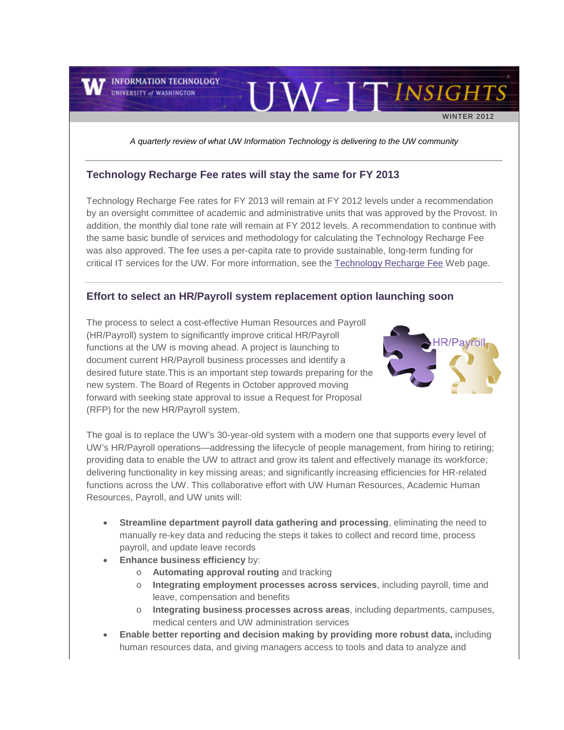# UW-IT INSIGHTS

WINTER 2012

*A quarterly review of what UW Information Technology is delivering to the UW community*

## Technology Recharge Fee rates will stay the same for FY 2013

Technology Recharge Fee rates for FY 2013 will remain at FY 2012 levels under a recommendation by an oversight committee of academic and administrative units that was approved by the Provost. In addition, the monthly dial tone rate will remain at FY 2012 levels. A recommendation to continue with the same basic bundle of services and methodology for calculating the Technology Recharge Fee was also approved. The fee uses a per-capita rate to provide sustainable, long-term funding for critical IT services for the UW. For more information, see the Technology Recharge Fee Web page.

## Effort to select an HR/Payroll system replacement option launching soon

The process to select a cost-effective Human Resources and Payroll (HR/Payroll) system to significantly improve critical HR/Payroll functions at the UW is moving ahead. A project is launching to document current HR/Payroll business processes and identify a desired future state.This is an important step towards preparing for the new system. The Board of Regents in October approved moving forward with seeking state approval to issue a Request for Proposal (RFP) for the new HR/Payroll system.

The goal is to replace the UW's 30-year-old system with a modern one that supports every level of UW's HR/Payroll operations—addressing the lifecycle of people management, from hiring to retiring; providing data to enable the UW to attract and grow its talent and effectively manage its workforce; delivering functionality in key missing areas; and significantly increasing efficiencies for HR-related functions across the UW. This collaborative effort with UW Human Resources, Academic Human Resources, Payroll, and UW units will:

- **Streamline department payroll data gathering and processing**, eliminating the need to manually re-key data and reducing the steps it takes to collect and record time, process payroll, and update leave records
- **Enhance business efficiency** by:
  - **Automating approval routing** and tracking
  - **Integrating employment processes across services**, including payroll, time and leave, compensation and benefits
  - **Integrating business processes across areas**, including departments, campuses, medical centers and UW administration services
- **Enable better reporting and decision making by providing more robust data,** including human resources data, and giving managers access to tools and data to analyze and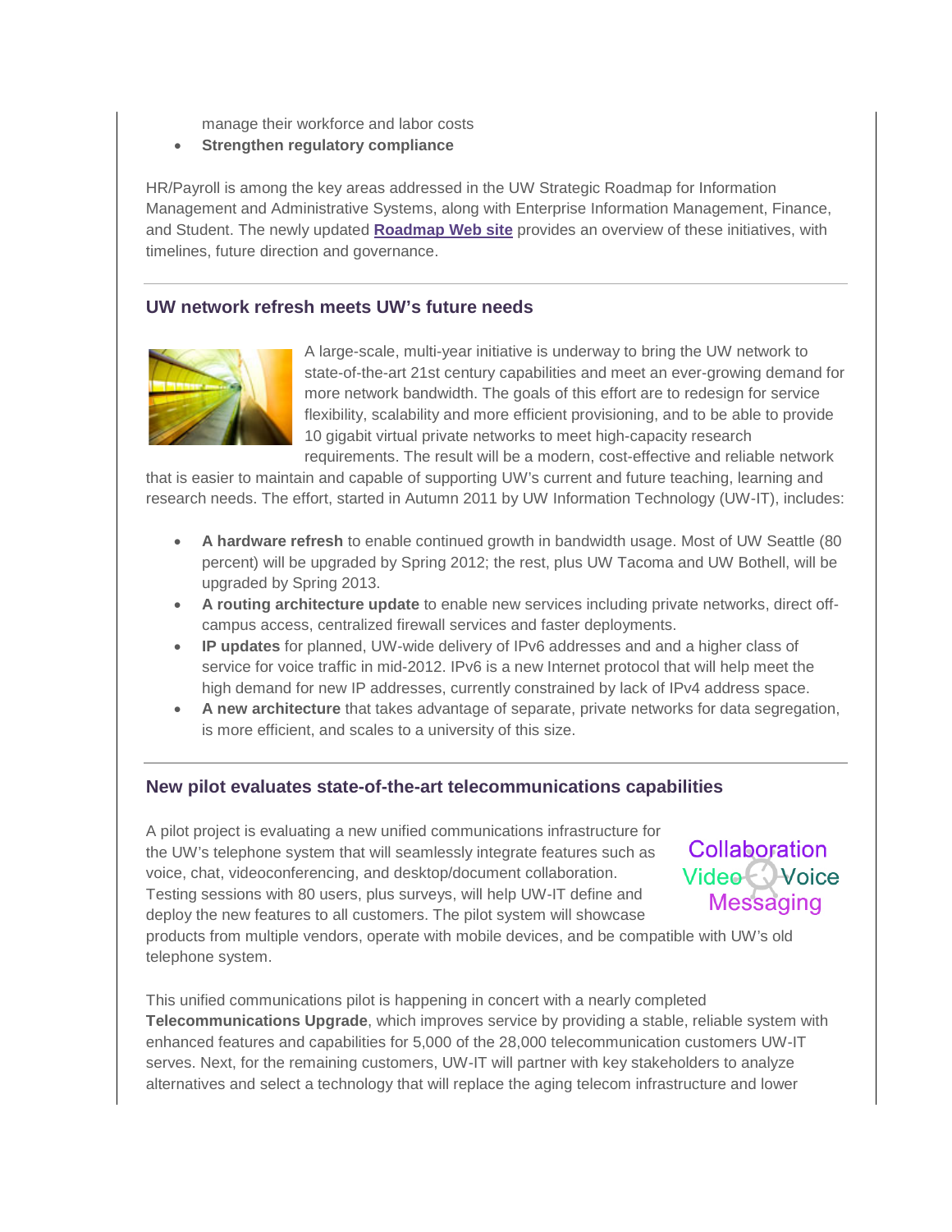manage their workforce and labor costs
- **Strengthen regulatory compliance**

HR/Payroll is among the key areas addressed in the UW Strategic Roadmap for Information Management and Administrative Systems, along with Enterprise Information Management, Finance, and Student. The newly updated **Roadmap Web site** provides an overview of these initiatives, with timelines, future direction and governance.

---

### UW network refresh meets UW's future needs

A large-scale, multi-year initiative is underway to bring the UW network to state-of-the-art 21st century capabilities and meet an ever-growing demand for more network bandwidth. The goals of this effort are to redesign for service flexibility, scalability and more efficient provisioning, and to be able to provide 10 gigabit virtual private networks to meet high-capacity research requirements. The result will be a modern, cost-effective and reliable network that is easier to maintain and capable of supporting UW's current and future teaching, learning and research needs. The effort, started in Autumn 2011 by UW Information Technology (UW-IT), includes:

- **A hardware refresh** to enable continued growth in bandwidth usage. Most of UW Seattle (80 percent) will be upgraded by Spring 2012; the rest, plus UW Tacoma and UW Bothell, will be upgraded by Spring 2013.
- **A routing architecture update** to enable new services including private networks, direct off-campus access, centralized firewall services and faster deployments.
- **IP updates** for planned, UW-wide delivery of IPv6 addresses and and a higher class of service for voice traffic in mid-2012. IPv6 is a new Internet protocol that will help meet the high demand for new IP addresses, currently constrained by lack of IPv4 address space.
- **A new architecture** that takes advantage of separate, private networks for data segregation, is more efficient, and scales to a university of this size.

---

### New pilot evaluates state-of-the-art telecommunications capabilities

A pilot project is evaluating a new unified communications infrastructure for the UW's telephone system that will seamlessly integrate features such as voice, chat, videoconferencing, and desktop/document collaboration. Testing sessions with 80 users, plus surveys, will help UW-IT define and deploy the new features to all customers. The pilot system will showcase products from multiple vendors, operate with mobile devices, and be compatible with UW's old telephone system.

This unified communications pilot is happening in concert with a nearly completed **Telecommunications Upgrade**, which improves service by providing a stable, reliable system with enhanced features and capabilities for 5,000 of the 28,000 telecommunication customers UW-IT serves. Next, for the remaining customers, UW-IT will partner with key stakeholders to analyze alternatives and select a technology that will replace the aging telecom infrastructure and lower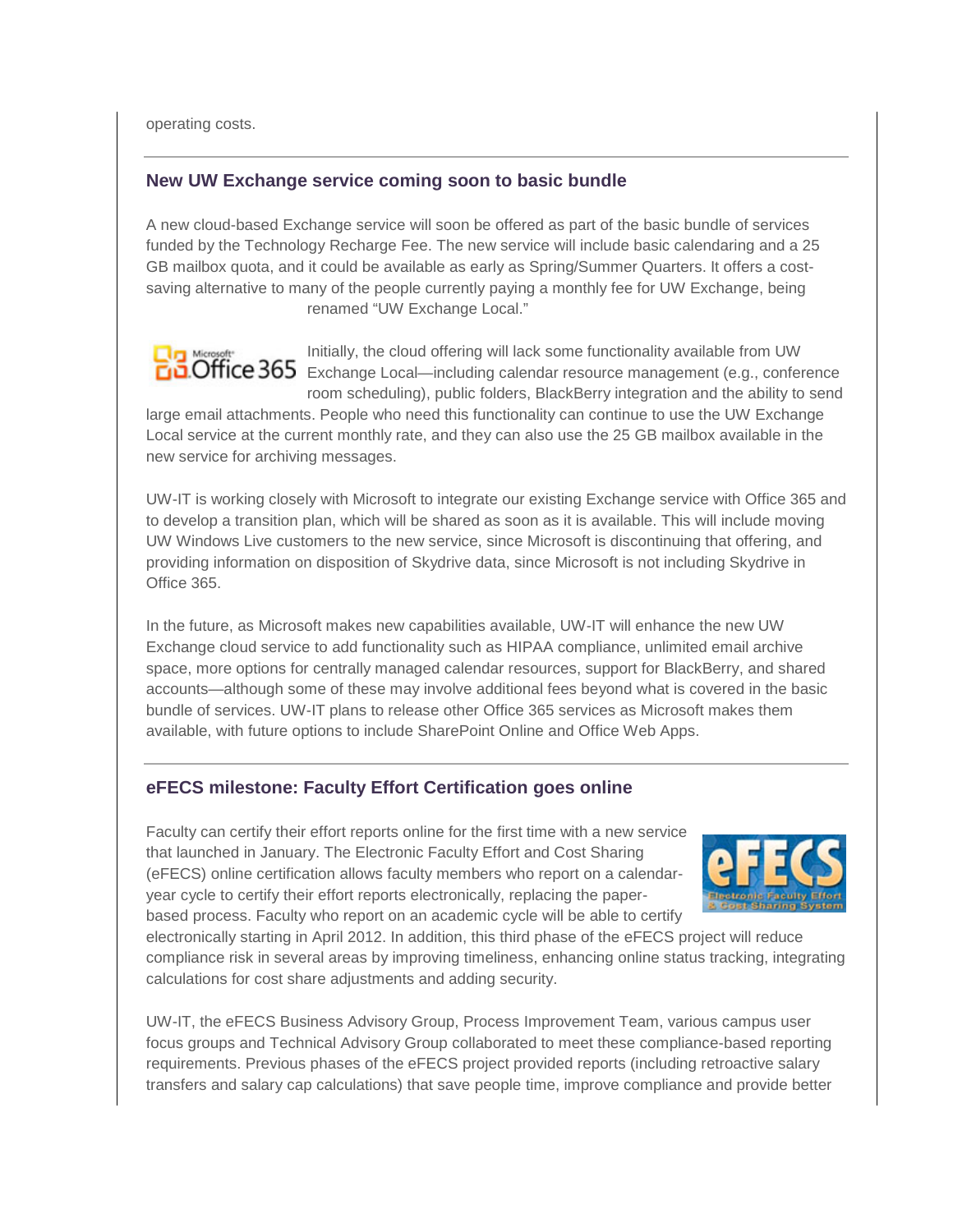operating costs.

## New UW Exchange service coming soon to basic bundle

A new cloud-based Exchange service will soon be offered as part of the basic bundle of services funded by the Technology Recharge Fee. The new service will include basic calendaring and a 25 GB mailbox quota, and it could be available as early as Spring/Summer Quarters. It offers a cost-saving alternative to many of the people currently paying a monthly fee for UW Exchange, being renamed "UW Exchange Local."

Initially, the cloud offering will lack some functionality available from UW Exchange Local—including calendar resource management (e.g., conference room scheduling), public folders, BlackBerry integration and the ability to send large email attachments. People who need this functionality can continue to use the UW Exchange Local service at the current monthly rate, and they can also use the 25 GB mailbox available in the new service for archiving messages.

UW-IT is working closely with Microsoft to integrate our existing Exchange service with Office 365 and to develop a transition plan, which will be shared as soon as it is available. This will include moving UW Windows Live customers to the new service, since Microsoft is discontinuing that offering, and providing information on disposition of Skydrive data, since Microsoft is not including Skydrive in Office 365.

In the future, as Microsoft makes new capabilities available, UW-IT will enhance the new UW Exchange cloud service to add functionality such as HIPAA compliance, unlimited email archive space, more options for centrally managed calendar resources, support for BlackBerry, and shared accounts—although some of these may involve additional fees beyond what is covered in the basic bundle of services. UW-IT plans to release other Office 365 services as Microsoft makes them available, with future options to include SharePoint Online and Office Web Apps.

## eFECS milestone: Faculty Effort Certification goes online

Faculty can certify their effort reports online for the first time with a new service that launched in January. The Electronic Faculty Effort and Cost Sharing (eFECS) online certification allows faculty members who report on a calendar-year cycle to certify their effort reports electronically, replacing the paper-based process. Faculty who report on an academic cycle will be able to certify electronically starting in April 2012. In addition, this third phase of the eFECS project will reduce compliance risk in several areas by improving timeliness, enhancing online status tracking, integrating calculations for cost share adjustments and adding security.

UW-IT, the eFECS Business Advisory Group, Process Improvement Team, various campus user focus groups and Technical Advisory Group collaborated to meet these compliance-based reporting requirements. Previous phases of the eFECS project provided reports (including retroactive salary transfers and salary cap calculations) that save people time, improve compliance and provide better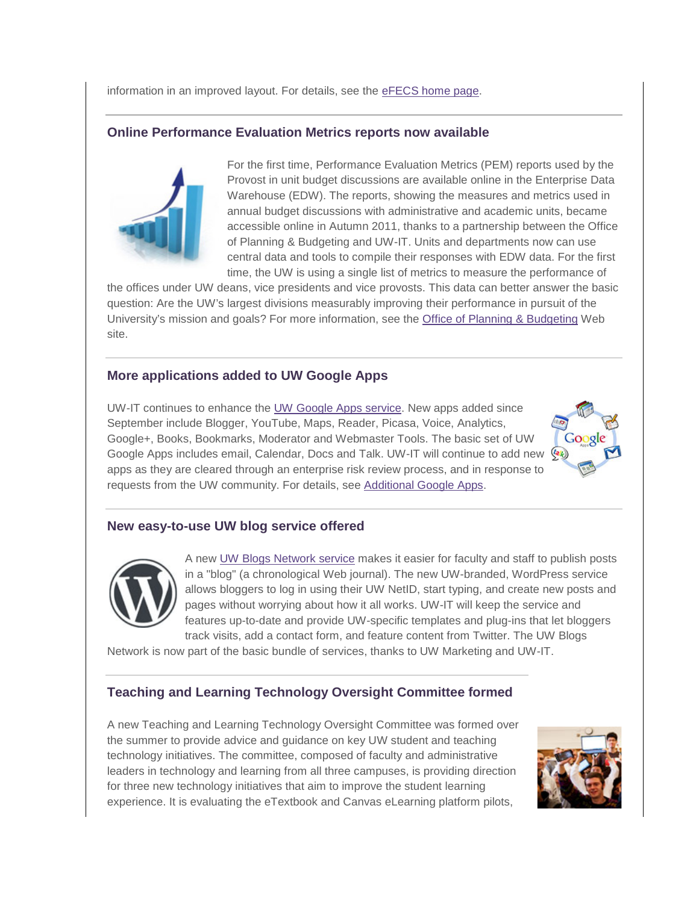information in an improved layout. For details, see the eFECS home page.

---

## Online Performance Evaluation Metrics reports now available

For the first time, Performance Evaluation Metrics (PEM) reports used by the Provost in unit budget discussions are available online in the Enterprise Data Warehouse (EDW). The reports, showing the measures and metrics used in annual budget discussions with administrative and academic units, became accessible online in Autumn 2011, thanks to a partnership between the Office of Planning & Budgeting and UW-IT. Units and departments now can use central data and tools to compile their responses with EDW data. For the first time, the UW is using a single list of metrics to measure the performance of the offices under UW deans, vice presidents and vice provosts. This data can better answer the basic question: Are the UW's largest divisions measurably improving their performance in pursuit of the University's mission and goals? For more information, see the Office of Planning & Budgeting Web site.

---

## More applications added to UW Google Apps

UW-IT continues to enhance the UW Google Apps service. New apps added since September include Blogger, YouTube, Maps, Reader, Picasa, Voice, Analytics, Google+, Books, Bookmarks, Moderator and Webmaster Tools. The basic set of UW Google Apps includes email, Calendar, Docs and Talk. UW-IT will continue to add new apps as they are cleared through an enterprise risk review process, and in response to requests from the UW community. For details, see Additional Google Apps.

---

## New easy-to-use UW blog service offered

A new UW Blogs Network service makes it easier for faculty and staff to publish posts in a "blog" (a chronological Web journal). The new UW-branded, WordPress service allows bloggers to log in using their UW NetID, start typing, and create new posts and pages without worrying about how it all works. UW-IT will keep the service and features up-to-date and provide UW-specific templates and plug-ins that let bloggers track visits, add a contact form, and feature content from Twitter. The UW Blogs Network is now part of the basic bundle of services, thanks to UW Marketing and UW-IT.

---

## Teaching and Learning Technology Oversight Committee formed

A new Teaching and Learning Technology Oversight Committee was formed over the summer to provide advice and guidance on key UW student and teaching technology initiatives. The committee, composed of faculty and administrative leaders in technology and learning from all three campuses, is providing direction for three new technology initiatives that aim to improve the student learning experience. It is evaluating the eTextbook and Canvas eLearning platform pilots,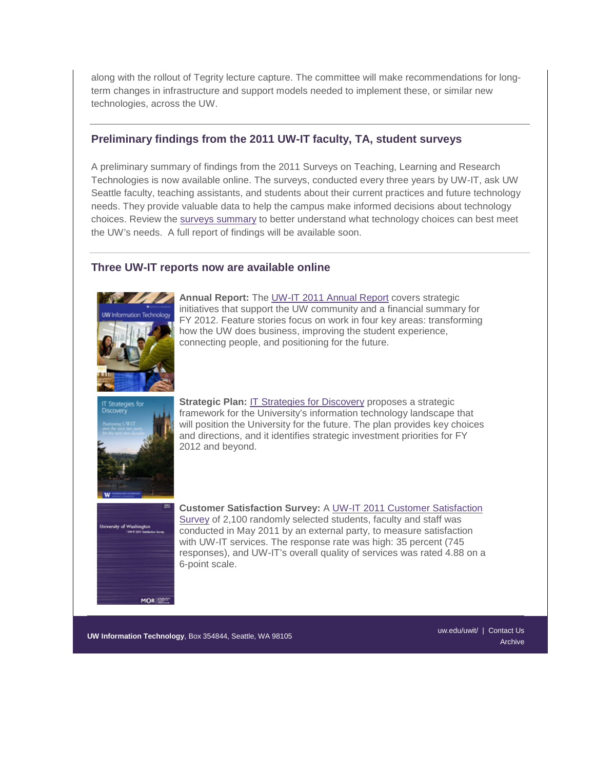along with the rollout of Tegrity lecture capture. The committee will make recommendations for long-term changes in infrastructure and support models needed to implement these, or similar new technologies, across the UW.

## Preliminary findings from the 2011 UW-IT faculty, TA, student surveys

A preliminary summary of findings from the 2011 Surveys on Teaching, Learning and Research Technologies is now available online. The surveys, conducted every three years by UW-IT, ask UW Seattle faculty, teaching assistants, and students about their current practices and future technology needs. They provide valuable data to help the campus make informed decisions about technology choices. Review the surveys summary to better understand what technology choices can best meet the UW's needs. A full report of findings will be available soon.

## Three UW-IT reports now are available online

**Annual Report:** The UW-IT 2011 Annual Report covers strategic initiatives that support the UW community and a financial summary for FY 2012. Feature stories focus on work in four key areas: transforming how the UW does business, improving the student experience, connecting people, and positioning for the future.

**Strategic Plan:** IT Strategies for Discovery proposes a strategic framework for the University's information technology landscape that will position the University for the future. The plan provides key choices and directions, and it identifies strategic investment priorities for FY 2012 and beyond.

**Customer Satisfaction Survey:** A UW-IT 2011 Customer Satisfaction Survey of 2,100 randomly selected students, faculty and staff was conducted in May 2011 by an external party, to measure satisfaction with UW-IT services. The response rate was high: 35 percent (745 responses), and UW-IT's overall quality of services was rated 4.88 on a 6-point scale.

**UW Information Technology**, Box 354844, Seattle, WA 98105

uw.edu/uwit/ | Contact Us
Archive